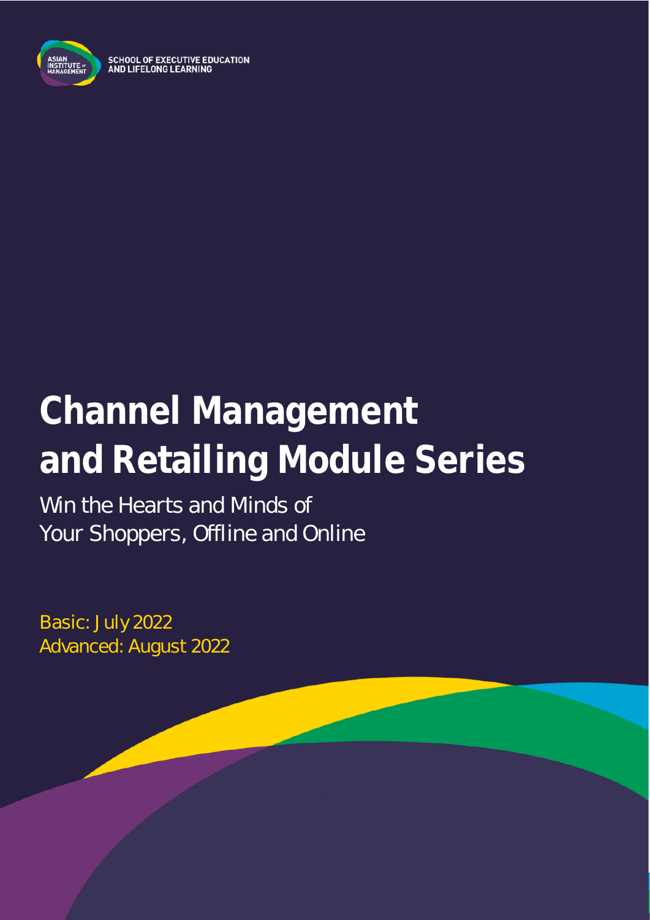ASIAN INSTITUTE OF MANAGEMENT

SCHOOL OF EXECUTIVE EDUCATION AND LIFELONG LEARNING

# Channel Management and Retailing Module Series

Win the Hearts and Minds of Your Shoppers, Offline and Online

Basic: July 2022
Advanced: August 2022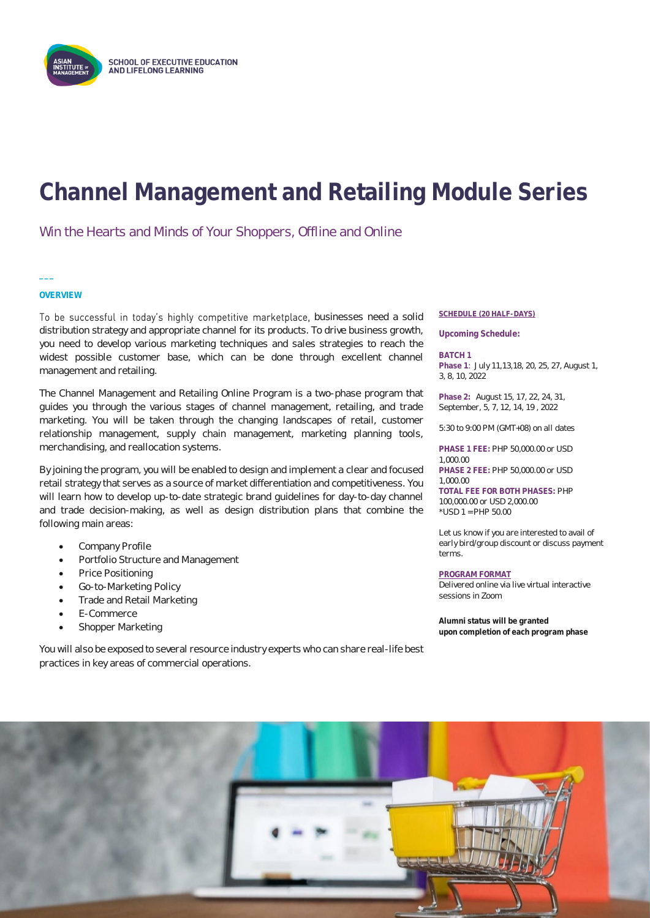SCHOOL OF EXECUTIVE EDUCATION AND LIFELONG LEARNING

# Channel Management and Retailing Module Series

Win the Hearts and Minds of Your Shoppers, Offline and Online

## OVERVIEW

To be successful in today's highly competitive marketplace, businesses need a solid distribution strategy and appropriate channel for its products. To drive business growth, you need to develop various marketing techniques and sales strategies to reach the widest possible customer base, which can be done through excellent channel management and retailing.

The Channel Management and Retailing Online Program is a two-phase program that guides you through the various stages of channel management, retailing, and trade marketing. You will be taken through the changing landscapes of retail, customer relationship management, supply chain management, marketing planning tools, merchandising, and reallocation systems.

By joining the program, you will be enabled to design and implement a clear and focused retail strategy that serves as a source of market differentiation and competitiveness. You will learn how to develop up-to-date strategic brand guidelines for day-to-day channel and trade decision-making, as well as design distribution plans that combine the following main areas:

- Company Profile
- Portfolio Structure and Management
- Price Positioning
- Go-to-Marketing Policy
- Trade and Retail Marketing
- E-Commerce
- Shopper Marketing

You will also be exposed to several resource industry experts who can share real-life best practices in key areas of commercial operations.

**SCHEDULE (20 HALF-DAYS)**

**Upcoming Schedule:**

**BATCH 1**
**Phase 1**: July 11,13,18, 20, 25, 27, August 1, 3, 8, 10, 2022

**Phase 2:** August 15, 17, 22, 24, 31, September, 5, 7, 12, 14, 19 , 2022

5:30 to 9:00 PM (GMT+08) on all dates

**PHASE 1 FEE:** PHP 50,000.00 or USD 1,000.00
**PHASE 2 FEE:** PHP 50,000.00 or USD 1,000.00
**TOTAL FEE FOR BOTH PHASES:** PHP 100,000.00 or USD 2,000.00
*USD 1 = PHP 50.00

Let us know if you are interested to avail of early bird/group discount or discuss payment terms.

**PROGRAM FORMAT**
Delivered online via live virtual interactive sessions in Zoom

**Alumni status will be granted upon completion of each program phase**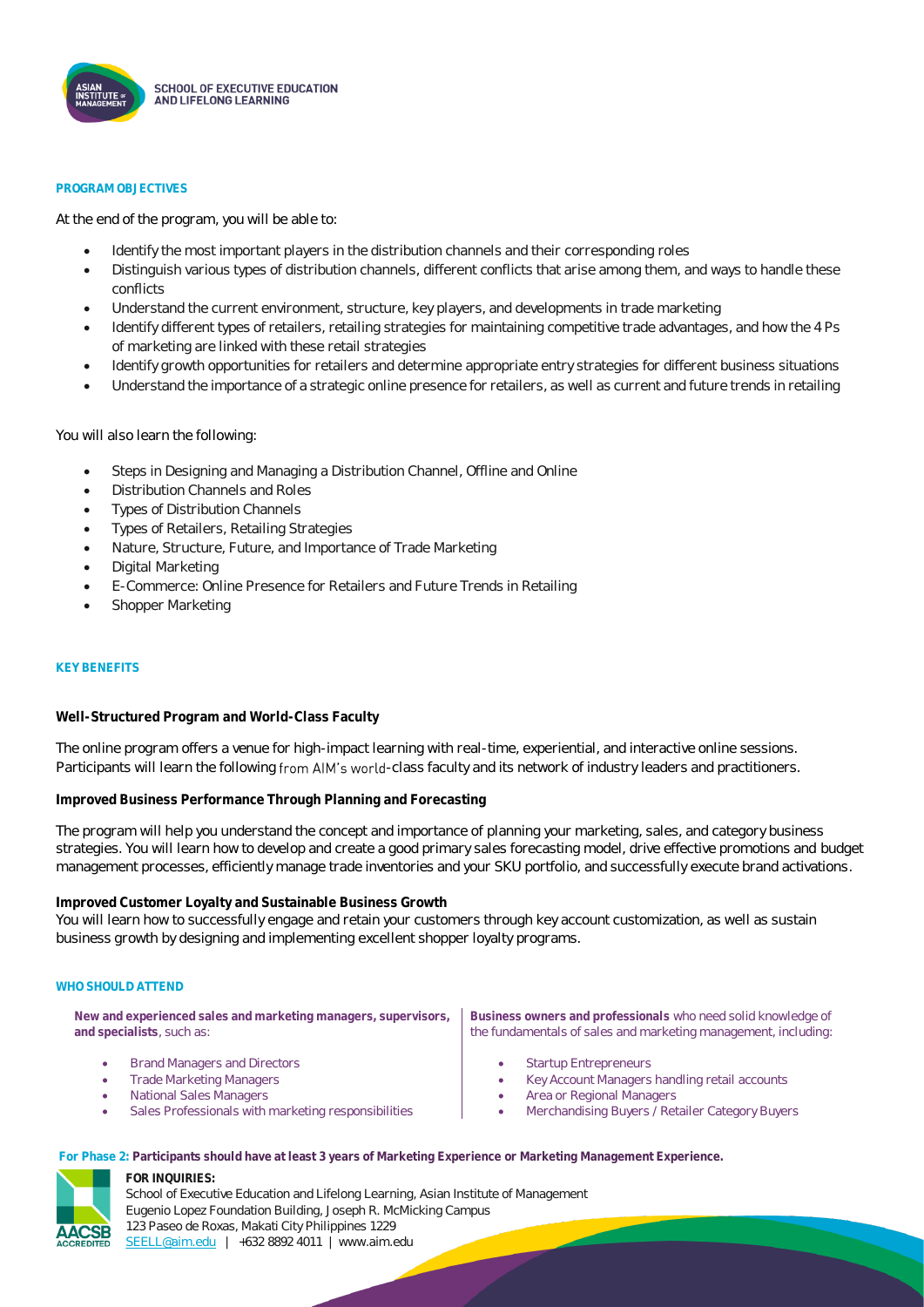## PROGRAM OBJECTIVES

At the end of the program, you will be able to:

- Identify the most important players in the distribution channels and their corresponding roles
- Distinguish various types of distribution channels, different conflicts that arise among them, and ways to handle these conflicts
- Understand the current environment, structure, key players, and developments in trade marketing
- Identify different types of retailers, retailing strategies for maintaining competitive trade advantages, and how the 4 Ps of marketing are linked with these retail strategies
- Identify growth opportunities for retailers and determine appropriate entry strategies for different business situations
- Understand the importance of a strategic online presence for retailers, as well as current and future trends in retailing

You will also learn the following:

- Steps in Designing and Managing a Distribution Channel, Offline and Online
- Distribution Channels and Roles
- Types of Distribution Channels
- Types of Retailers, Retailing Strategies
- Nature, Structure, Future, and Importance of Trade Marketing
- Digital Marketing
- E-Commerce: Online Presence for Retailers and Future Trends in Retailing
- Shopper Marketing

## KEY BENEFITS

**Well-Structured Program and World-Class Faculty**

The online program offers a venue for high-impact learning with real-time, experiential, and interactive online sessions. Participants will learn the following from AIM's world-class faculty and its network of industry leaders and practitioners.

**Improved Business Performance Through Planning and Forecasting**

The program will help you understand the concept and importance of planning your marketing, sales, and category business strategies. You will learn how to develop and create a good primary sales forecasting model, drive effective promotions and budget management processes, efficiently manage trade inventories and your SKU portfolio, and successfully execute brand activations.

**Improved Customer Loyalty and Sustainable Business Growth**

You will learn how to successfully engage and retain your customers through key account customization, as well as sustain business growth by designing and implementing excellent shopper loyalty programs.

## WHO SHOULD ATTEND

**New and experienced sales and marketing managers, supervisors, and specialists**, such as:

- Brand Managers and Directors
- Trade Marketing Managers
- National Sales Managers
- Sales Professionals with marketing responsibilities

**Business owners and professionals** who need solid knowledge of the fundamentals of sales and marketing management, including:

- Startup Entrepreneurs
- Key Account Managers handling retail accounts
- Area or Regional Managers
- Merchandising Buyers / Retailer Category Buyers

**For Phase 2: Participants should have at least 3 years of Marketing Experience or Marketing Management Experience.**

**FOR INQUIRIES:**
School of Executive Education and Lifelong Learning, Asian Institute of Management
Eugenio Lopez Foundation Building, Joseph R. McMicking Campus
123 Paseo de Roxas, Makati City Philippines 1229
SEELL@aim.edu | +632 8892 4011 | www.aim.edu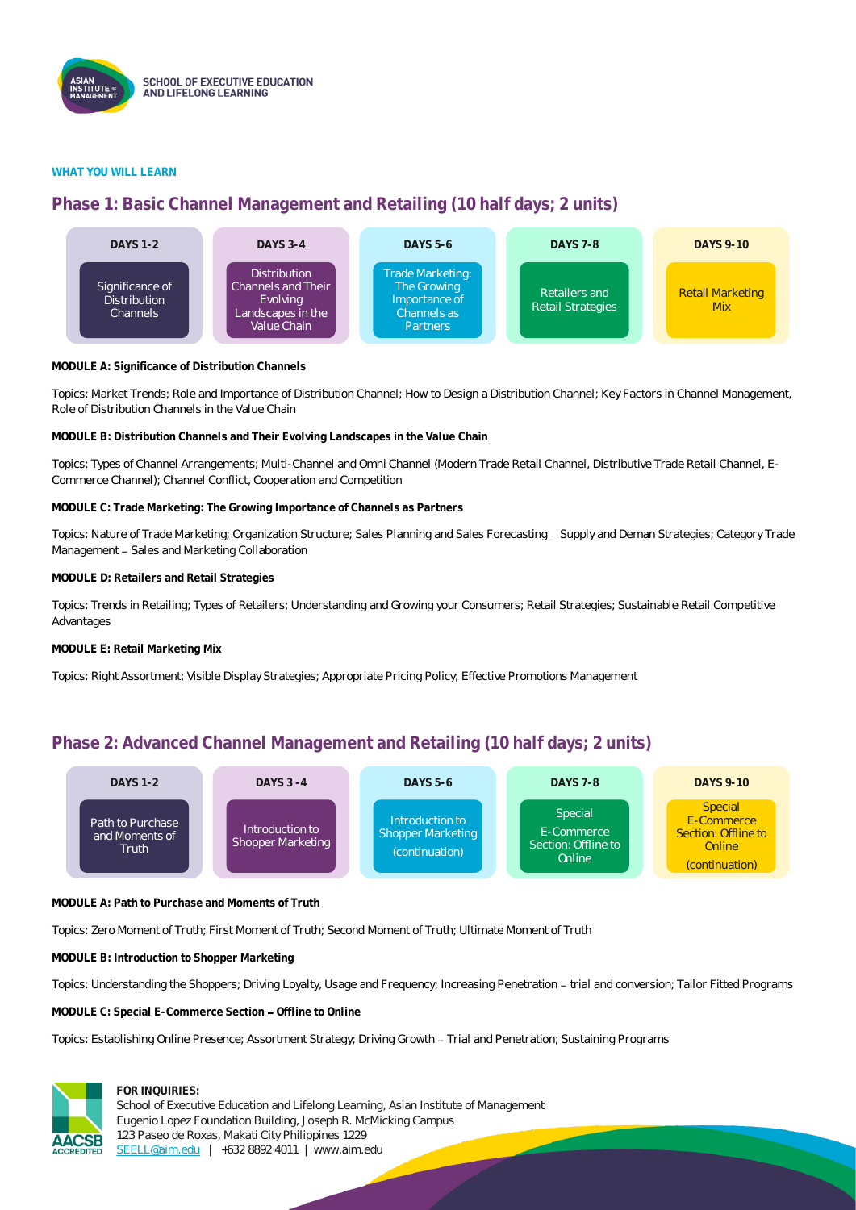**WHAT YOU WILL LEARN**

## Phase 1: Basic Channel Management and Retailing (10 half days; 2 units)

| DAYS 1-2 | DAYS 3-4 | DAYS 5-6 | DAYS 7-8 | DAYS 9-10 |
|---|---|---|---|---|
| Significance of Distribution Channels | Distribution Channels and Their Evolving Landscapes in the Value Chain | Trade Marketing: The Growing Importance of Channels as Partners | Retailers and Retail Strategies | Retail Marketing Mix |

**MODULE A: Significance of Distribution Channels**

Topics: Market Trends; Role and Importance of Distribution Channel; How to Design a Distribution Channel; Key Factors in Channel Management, Role of Distribution Channels in the Value Chain

**MODULE B: Distribution Channels and Their Evolving Landscapes in the Value Chain**

Topics: Types of Channel Arrangements; Multi-Channel and Omni Channel (Modern Trade Retail Channel, Distributive Trade Retail Channel, E-Commerce Channel); Channel Conflict, Cooperation and Competition

**MODULE C: Trade Marketing: The Growing Importance of Channels as Partners**

Topics: Nature of Trade Marketing; Organization Structure; Sales Planning and Sales Forecasting – Supply and Deman Strategies; Category Trade Management – Sales and Marketing Collaboration

**MODULE D: Retailers and Retail Strategies**

Topics: Trends in Retailing; Types of Retailers; Understanding and Growing your Consumers; Retail Strategies; Sustainable Retail Competitive Advantages

**MODULE E: Retail Marketing Mix**

Topics: Right Assortment; Visible Display Strategies; Appropriate Pricing Policy; Effective Promotions Management

## Phase 2: Advanced Channel Management and Retailing (10 half days; 2 units)

| DAYS 1-2 | DAYS 3 -4 | DAYS 5-6 | DAYS 7-8 | DAYS 9-10 |
|---|---|---|---|---|
| Path to Purchase and Moments of Truth | Introduction to Shopper Marketing | Introduction to Shopper Marketing (continuation) | Special E-Commerce Section: Offline to Online | Special E-Commerce Section: Offline to Online (continuation) |

**MODULE A: Path to Purchase and Moments of Truth**

Topics: Zero Moment of Truth; First Moment of Truth; Second Moment of Truth; Ultimate Moment of Truth

**MODULE B: Introduction to Shopper Marketing**

Topics: Understanding the Shoppers; Driving Loyalty, Usage and Frequency; Increasing Penetration – trial and conversion; Tailor Fitted Programs

**MODULE C: Special E-Commerce Section – Offline to Online**

Topics: Establishing Online Presence; Assortment Strategy; Driving Growth – Trial and Penetration; Sustaining Programs

**FOR INQUIRIES:**
School of Executive Education and Lifelong Learning, Asian Institute of Management
Eugenio Lopez Foundation Building, Joseph R. McMicking Campus
123 Paseo de Roxas, Makati City Philippines 1229
SEELL@aim.edu | +632 8892 4011 | www.aim.edu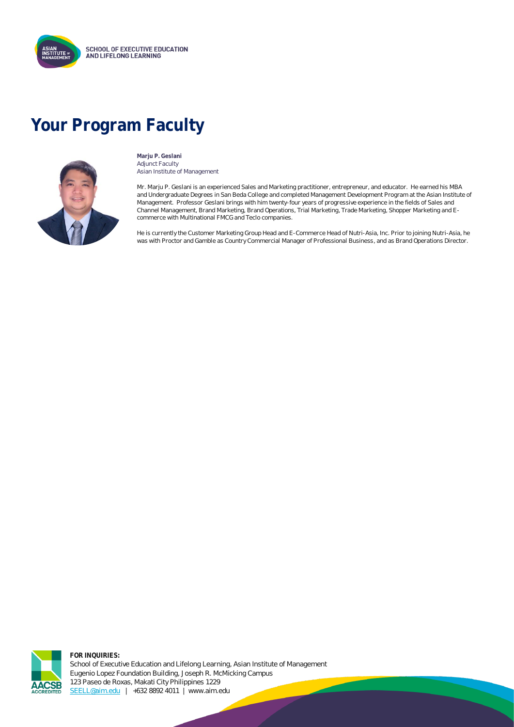# Your Program Faculty

**Marju P. Geslani**
Adjunct Faculty
Asian Institute of Management

Mr. Marju P. Geslani is an experienced Sales and Marketing practitioner, entrepreneur, and educator. He earned his MBA and Undergraduate Degrees in San Beda College and completed Management Development Program at the Asian Institute of Management. Professor Geslani brings with him twenty-four years of progressive experience in the fields of Sales and Channel Management, Brand Marketing, Brand Operations, Trial Marketing, Trade Marketing, Shopper Marketing and E-commerce with Multinational FMCG and Teclo companies.

He is currently the Customer Marketing Group Head and E-Commerce Head of Nutri-Asia, Inc. Prior to joining Nutri-Asia, he was with Proctor and Gamble as Country Commercial Manager of Professional Business, and as Brand Operations Director.

**FOR INQUIRIES:**
School of Executive Education and Lifelong Learning, Asian Institute of Management
Eugenio Lopez Foundation Building, Joseph R. McMicking Campus
123 Paseo de Roxas, Makati City Philippines 1229
SEELL@aim.edu | +632 8892 4011 | www.aim.edu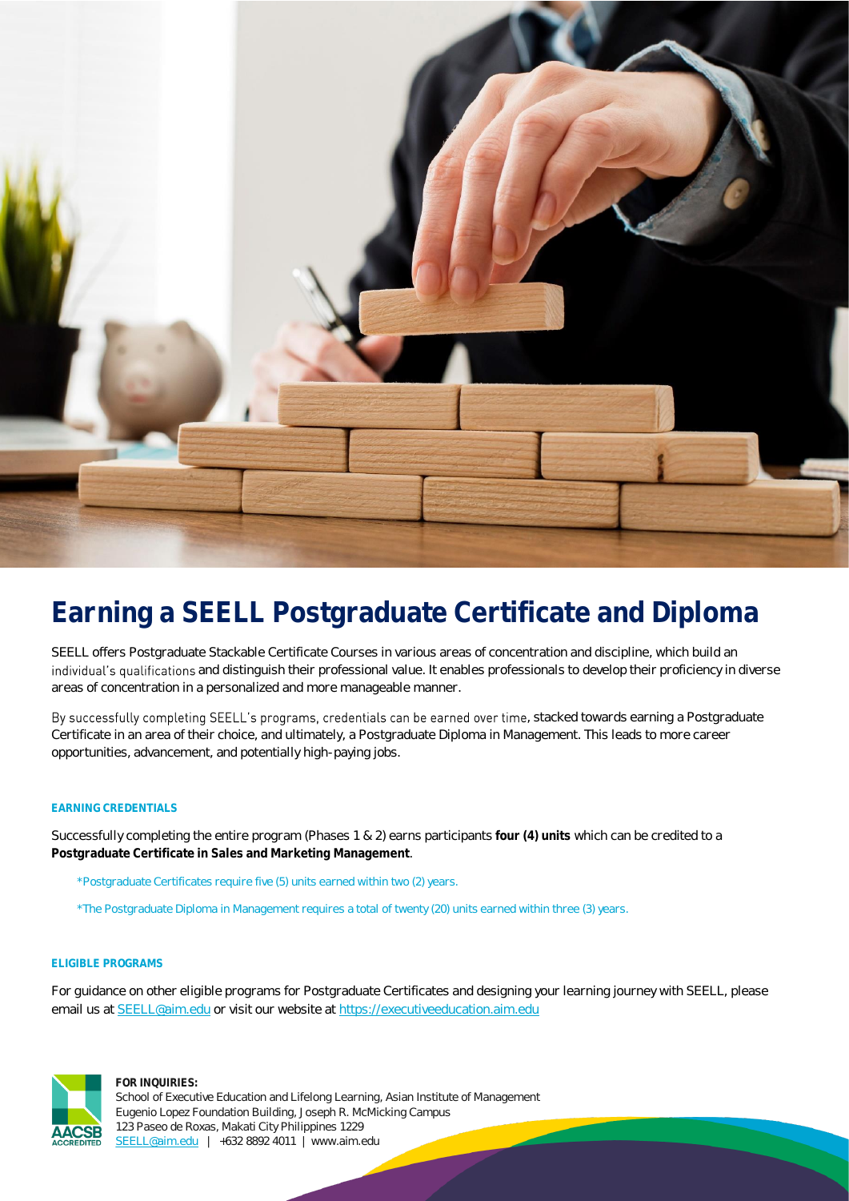# Earning a SEELL Postgraduate Certificate and Diploma

SEELL offers Postgraduate Stackable Certificate Courses in various areas of concentration and discipline, which build an individual's qualifications and distinguish their professional value. It enables professionals to develop their proficiency in diverse areas of concentration in a personalized and more manageable manner.

By successfully completing SEELL's programs, credentials can be earned over time, stacked towards earning a Postgraduate Certificate in an area of their choice, and ultimately, a Postgraduate Diploma in Management. This leads to more career opportunities, advancement, and potentially high-paying jobs.

#### EARNING CREDENTIALS

Successfully completing the entire program (Phases 1 & 2) earns participants **four (4) units** which can be credited to a **Postgraduate Certificate in Sales and Marketing Management**.

*Postgraduate Certificates require five (5) units earned within two (2) years.

*The Postgraduate Diploma in Management requires a total of twenty (20) units earned within three (3) years.

#### ELIGIBLE PROGRAMS

For guidance on other eligible programs for Postgraduate Certificates and designing your learning journey with SEELL, please email us at SEELL@aim.edu or visit our website at https://executiveeducation.aim.edu

**FOR INQUIRIES:**
School of Executive Education and Lifelong Learning, Asian Institute of Management
Eugenio Lopez Foundation Building, Joseph R. McMicking Campus
123 Paseo de Roxas, Makati City Philippines 1229
SEELL@aim.edu | +632 8892 4011 | www.aim.edu